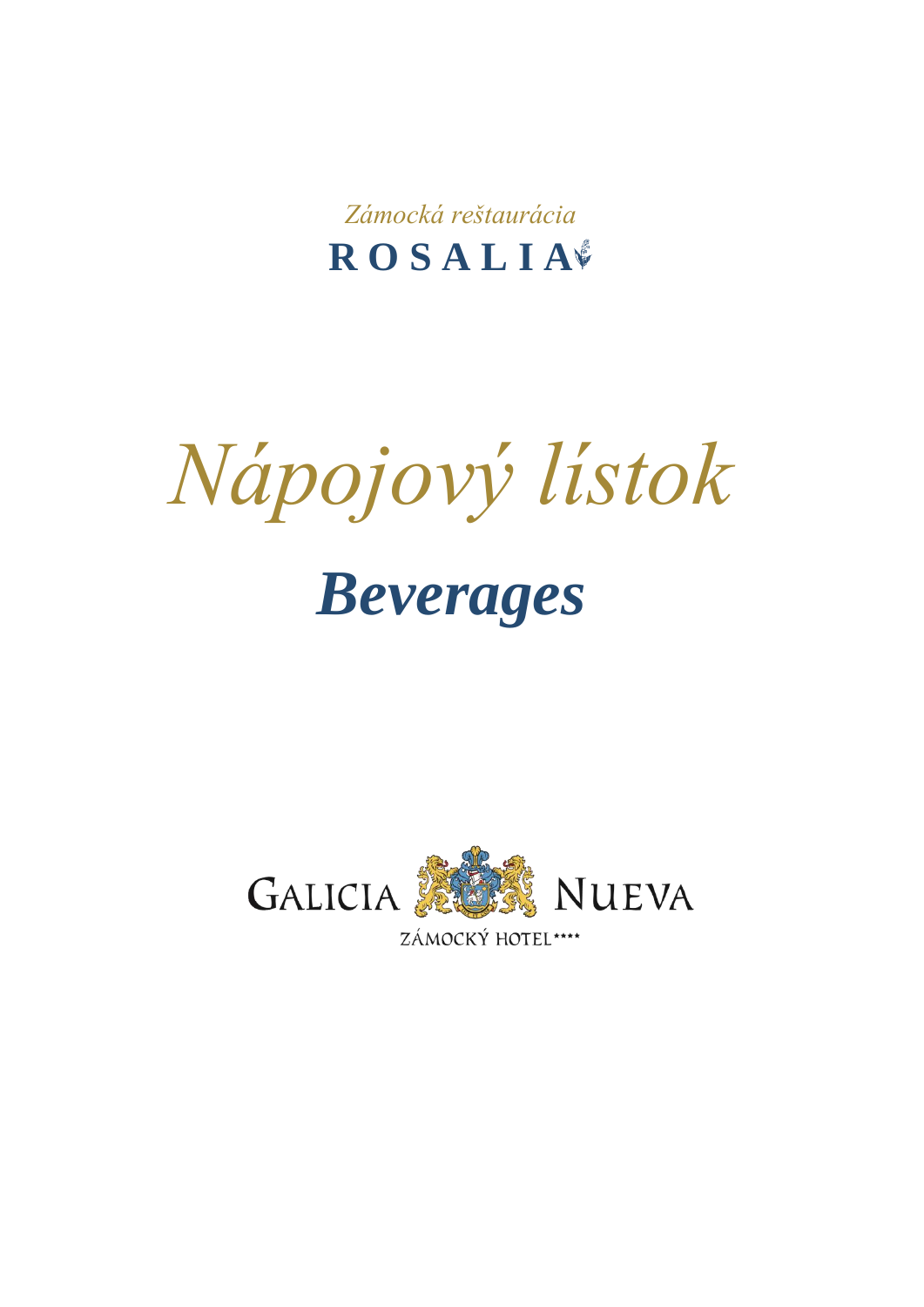*Zámocká reštaurácia*

**ROSALIA**

# *Nápojový lístok*

## ***Beverages***

GALICIA NUEVA

ZÁMOCKÝ HOTEL****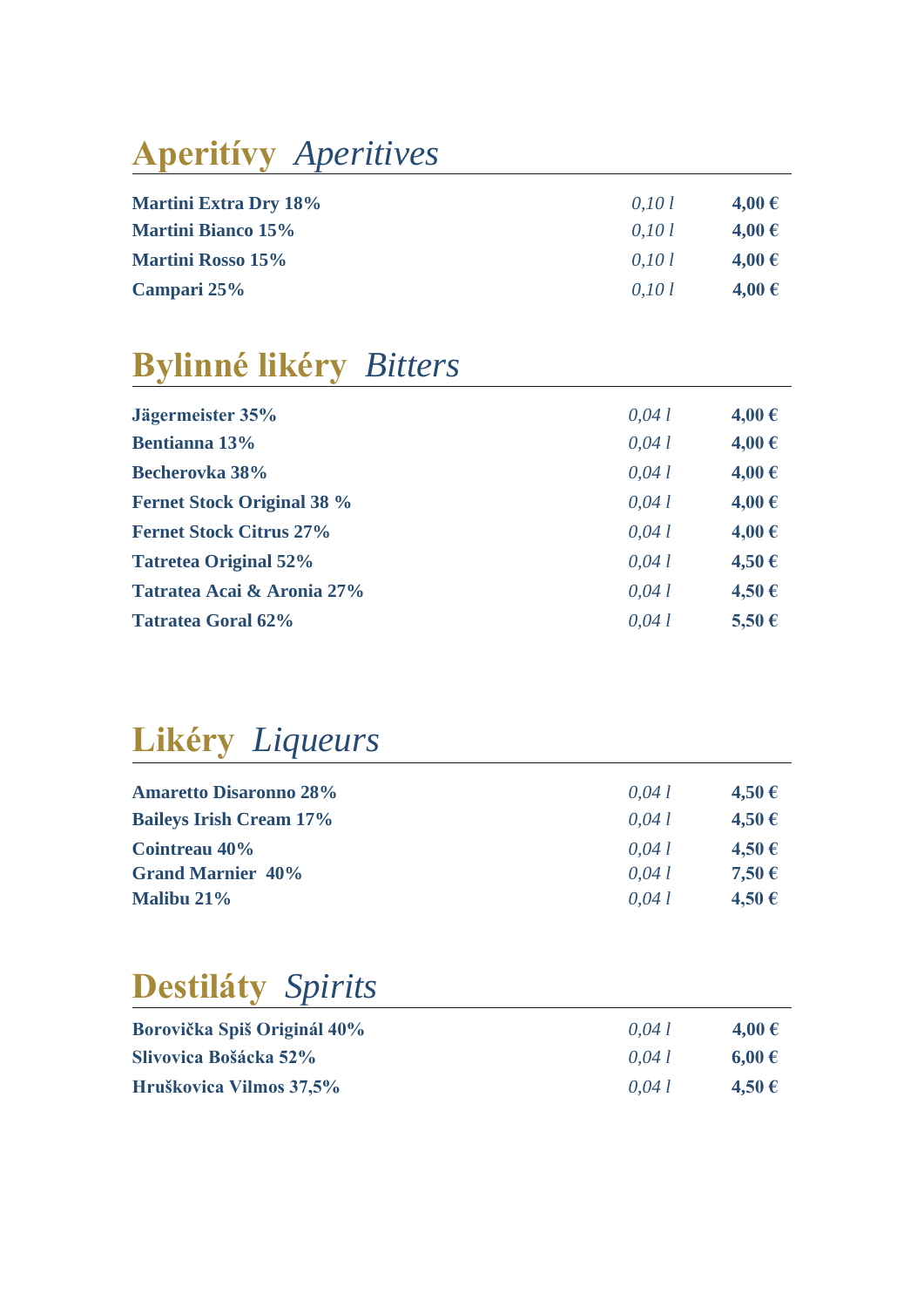## **Aperitívy** *Aperitives*

| | | |
|---|---|---|
| **Martini Extra Dry 18%** | *0,10 l* | **4,00 €** |
| **Martini Bianco 15%** | *0,10 l* | **4,00 €** |
| **Martini Rosso 15%** | *0,10 l* | **4,00 €** |
| **Campari 25%** | *0,10 l* | **4,00 €** |

## **Bylinné likéry** *Bitters*

| | | |
|---|---|---|
| **Jägermeister 35%** | *0,04 l* | **4,00 €** |
| **Bentianna 13%** | *0,04 l* | **4,00 €** |
| **Becherovka 38%** | *0,04 l* | **4,00 €** |
| **Fernet Stock Original 38 %** | *0,04 l* | **4,00 €** |
| **Fernet Stock Citrus 27%** | *0,04 l* | **4,00 €** |
| **Tatretea Original 52%** | *0,04 l* | **4,50 €** |
| **Tatratea Acai & Aronia 27%** | *0,04 l* | **4,50 €** |
| **Tatratea Goral 62%** | *0,04 l* | **5,50 €** |

## **Likéry** *Liqueurs*

| | | |
|---|---|---|
| **Amaretto Disaronno 28%** | *0,04 l* | **4,50 €** |
| **Baileys Irish Cream 17%** | *0,04 l* | **4,50 €** |
| **Cointreau 40%** | *0,04 l* | **4,50 €** |
| **Grand Marnier 40%** | *0,04 l* | **7,50 €** |
| **Malibu 21%** | *0,04 l* | **4,50 €** |

## **Destiláty** *Spirits*

| | | |
|---|---|---|
| **Borovička Spiš Originál 40%** | *0,04 l* | **4,00 €** |
| **Slivovica Bošácka 52%** | *0,04 l* | **6,00 €** |
| **Hruškovica Vilmos 37,5%** | *0,04 l* | **4,50 €** |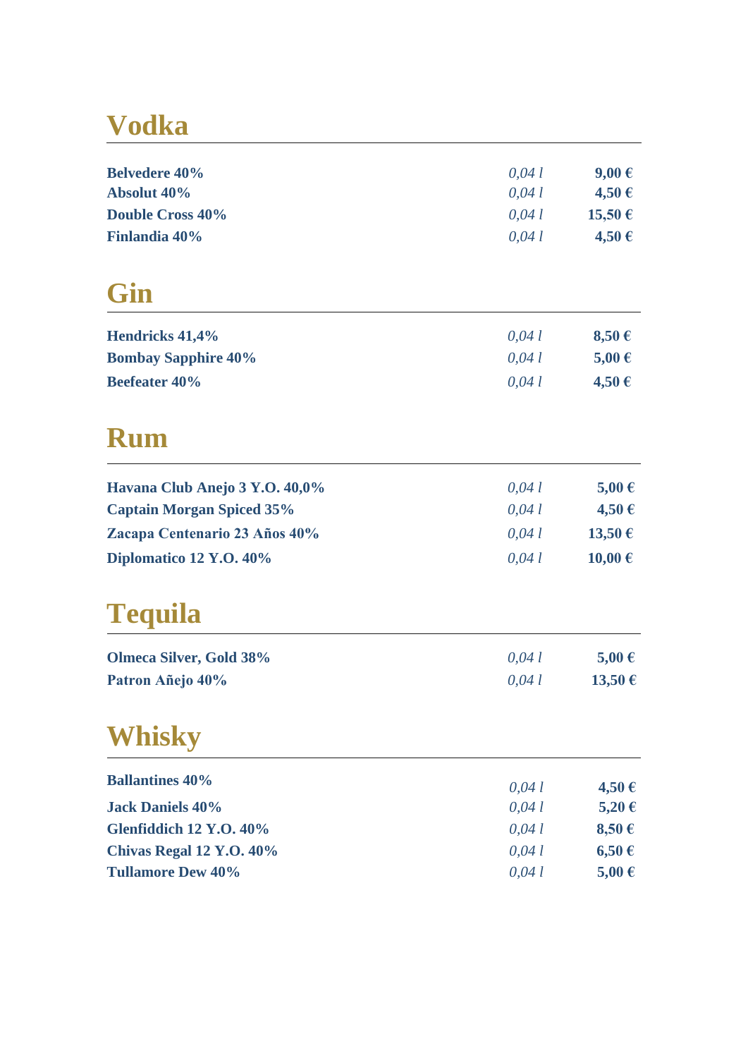# Vodka

| | | |
|---|---|---|
| **Belvedere 40%** | *0,04 l* | **9,00 €** |
| **Absolut 40%** | *0,04 l* | **4,50 €** |
| **Double Cross 40%** | *0,04 l* | **15,50 €** |
| **Finlandia 40%** | *0,04 l* | **4,50 €** |

# Gin

| | | |
|---|---|---|
| **Hendricks 41,4%** | *0,04 l* | **8,50 €** |
| **Bombay Sapphire 40%** | *0,04 l* | **5,00 €** |
| **Beefeater 40%** | *0,04 l* | **4,50 €** |

# Rum

| | | |
|---|---|---|
| **Havana Club Anejo 3 Y.O. 40,0%** | *0,04 l* | **5,00 €** |
| **Captain Morgan Spiced 35%** | *0,04 l* | **4,50 €** |
| **Zacapa Centenario 23 Años 40%** | *0,04 l* | **13,50 €** |
| **Diplomatico 12 Y.O. 40%** | *0,04 l* | **10,00 €** |

# Tequila

| | | |
|---|---|---|
| **Olmeca Silver, Gold 38%** | *0,04 l* | **5,00 €** |
| **Patron Añejo 40%** | *0,04 l* | **13,50 €** |

# Whisky

| | | |
|---|---|---|
| **Ballantines 40%** | *0,04 l* | **4,50 €** |
| **Jack Daniels 40%** | *0,04 l* | **5,20 €** |
| **Glenfiddich 12 Y.O. 40%** | *0,04 l* | **8,50 €** |
| **Chivas Regal 12 Y.O. 40%** | *0,04 l* | **6,50 €** |
| **Tullamore Dew 40%** | *0,04 l* | **5,00 €** |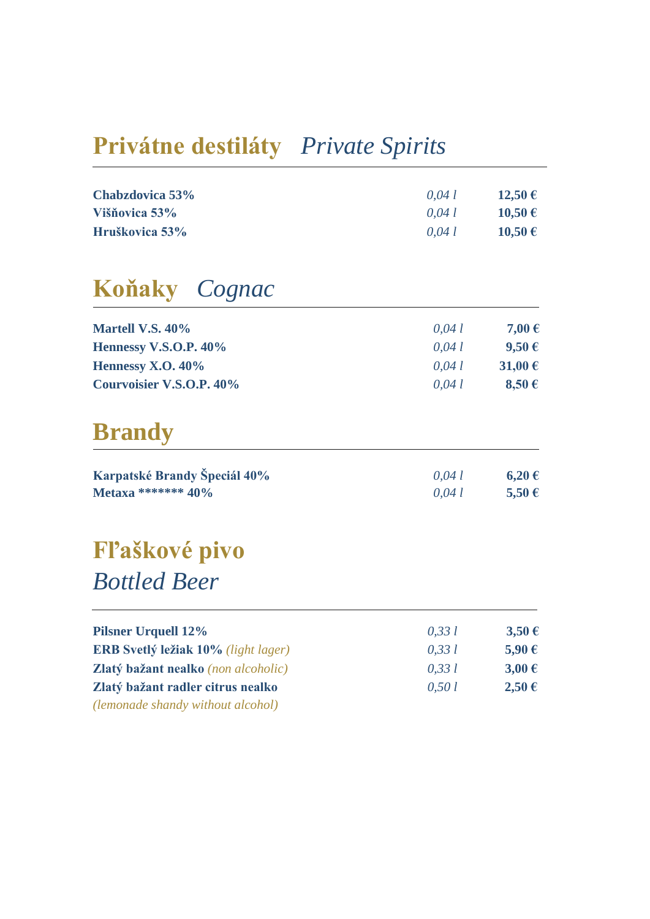## Privátne destiláty *Private Spirits*

| | | |
|---|---|---|
| **Chabzdovica 53%** | *0,04 l* | **12,50 €** |
| **Višňovica 53%** | *0,04 l* | **10,50 €** |
| **Hruškovica 53%** | *0,04 l* | **10,50 €** |

## Koňaky *Cognac*

| | | |
|---|---|---|
| **Martell V.S. 40%** | *0,04 l* | **7,00 €** |
| **Hennessy V.S.O.P. 40%** | *0,04 l* | **9,50 €** |
| **Hennessy X.O. 40%** | *0,04 l* | **31,00 €** |
| **Courvoisier V.S.O.P. 40%** | *0,04 l* | **8,50 €** |

## Brandy

| | | |
|---|---|---|
| **Karpatské Brandy Špeciál 40%** | *0,04 l* | **6,20 €** |
| **Metaxa ******* 40%** | *0,04 l* | **5,50 €** |

## Fľaškové pivo
## *Bottled Beer*

| | | |
|---|---|---|
| **Pilsner Urquell 12%** | *0,33 l* | **3,50 €** |
| **ERB Svetlý ležiak 10%** *(light lager)* | *0,33 l* | **5,90 €** |
| **Zlatý bažant nealko** *(non alcoholic)* | *0,33 l* | **3,00 €** |
| **Zlatý bažant radler citrus nealko** *(lemonade shandy without alcohol)* | *0,50 l* | **2,50 €** |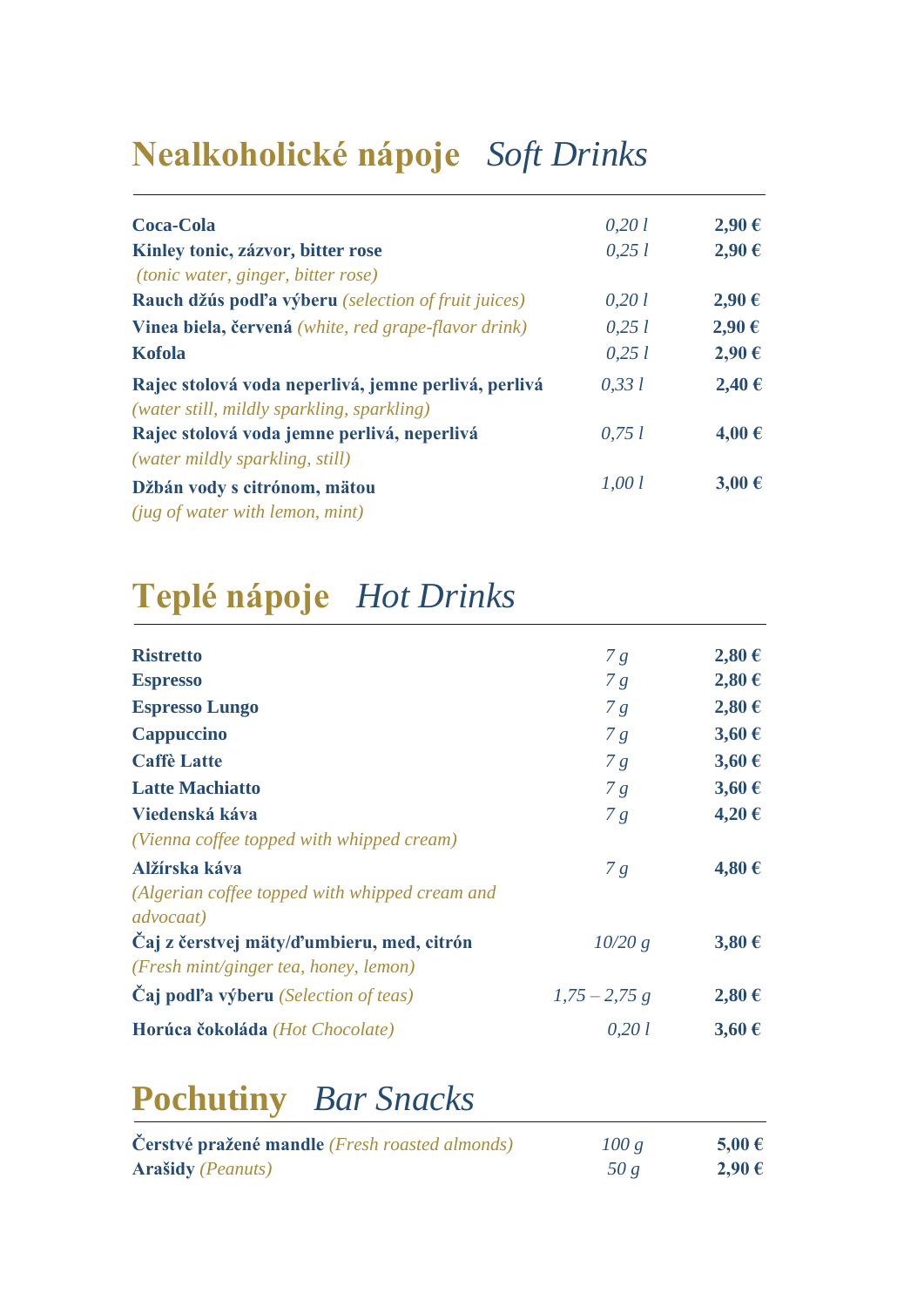## Nealkoholické nápoje *Soft Drinks*

| | | |
|---|---|---|
| **Coca-Cola** | *0,20 l* | **2,90 €** |
| **Kinley tonic, zázvor, bitter rose** *(tonic water, ginger, bitter rose)* | *0,25 l* | **2,90 €** |
| **Rauch džús podľa výberu** *(selection of fruit juices)* | *0,20 l* | **2,90 €** |
| **Vinea biela, červená** *(white, red grape-flavor drink)* | *0,25 l* | **2,90 €** |
| **Kofola** | *0,25 l* | **2,90 €** |
| **Rajec stolová voda neperlivá, jemne perlivá, perlivá** *(water still, mildly sparkling, sparkling)* | *0,33 l* | **2,40 €** |
| **Rajec stolová voda jemne perlivá, neperlivá** *(water mildly sparkling, still)* | *0,75 l* | **4,00 €** |
| **Džbán vody s citrónom, mätou** *(jug of water with lemon, mint)* | *1,00 l* | **3,00 €** |

## Teplé nápoje *Hot Drinks*

| | | |
|---|---|---|
| **Ristretto** | *7 g* | **2,80 €** |
| **Espresso** | *7 g* | **2,80 €** |
| **Espresso Lungo** | *7 g* | **2,80 €** |
| **Cappuccino** | *7 g* | **3,60 €** |
| **Caffè Latte** | *7 g* | **3,60 €** |
| **Latte Machiatto** | *7 g* | **3,60 €** |
| **Viedenská káva** *(Vienna coffee topped with whipped cream)* | *7 g* | **4,20 €** |
| **Alžírska káva** *(Algerian coffee topped with whipped cream and advocaat)* | *7 g* | **4,80 €** |
| **Čaj z čerstvej mäty/ďumbieru, med, citrón** *(Fresh mint/ginger tea, honey, lemon)* | *10/20 g* | **3,80 €** |
| **Čaj podľa výberu** *(Selection of teas)* | *1,75 – 2,75 g* | **2,80 €** |
| **Horúca čokoláda** *(Hot Chocolate)* | *0,20 l* | **3,60 €** |

## Pochutiny *Bar Snacks*

| | | |
|---|---|---|
| **Čerstvé pražené mandle** *(Fresh roasted almonds)* | *100 g* | **5,00 €** |
| **Arašidy** *(Peanuts)* | *50 g* | **2,90 €** |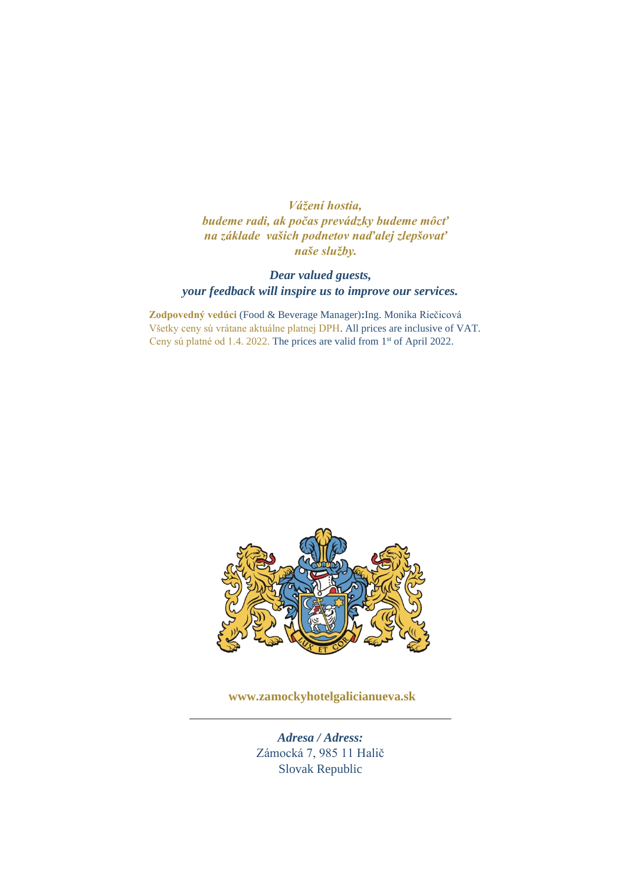*Vážení hostia,*
*budeme radi, ak počas prevádzky budeme môcť*
*na základe vašich podnetov naďalej zlepšovať*
*naše služby.*

*Dear valued guests,*
*your feedback will inspire us to improve our services.*

**Zodpovedný vedúci** (Food & Beverage Manager)**:**Ing. Monika Riečicová
Všetky ceny sú vrátane aktuálne platnej DPH. All prices are inclusive of VAT.
Ceny sú platné od 1.4. 2022. The prices are valid from 1st of April 2022.

LUX ET COR

**www.zamockyhotelgalicianueva.sk**

***Adresa / Adress:***
Zámocká 7, 985 11 Halič
Slovak Republic